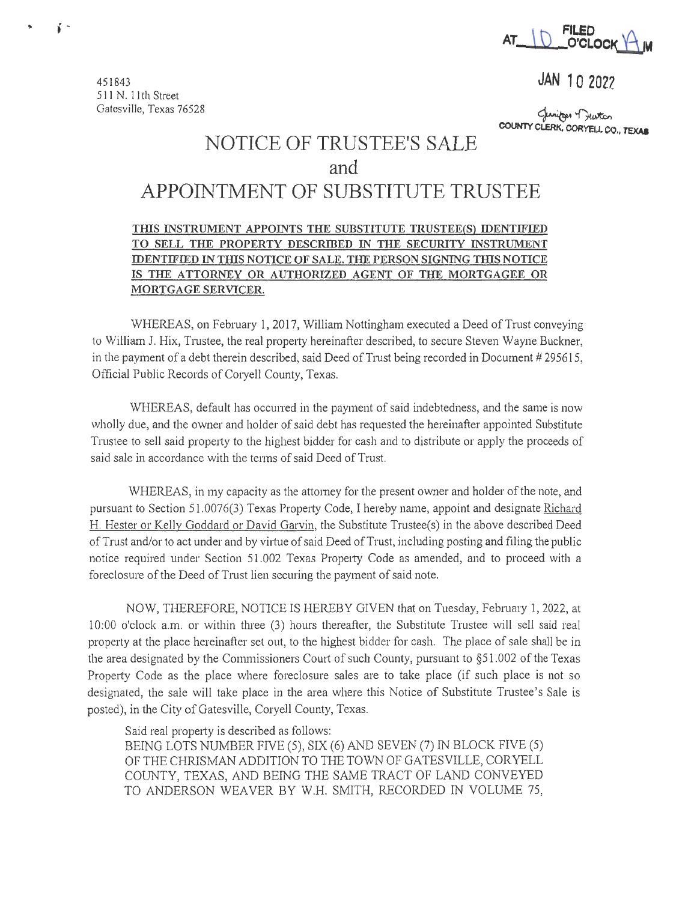FILED AT 10 O'CLOCK A M

JAN 10 2022

Jennifer Hutson
COUNTY CLERK, CORYELL CO., TEXAS

451843
511 N. 11th Street
Gatesville, Texas 76528

# NOTICE OF TRUSTEE'S SALE and APPOINTMENT OF SUBSTITUTE TRUSTEE

**THIS INSTRUMENT APPOINTS THE SUBSTITUTE TRUSTEE(S) IDENTIFIED TO SELL THE PROPERTY DESCRIBED IN THE SECURITY INSTRUMENT IDENTIFIED IN THIS NOTICE OF SALE. THE PERSON SIGNING THIS NOTICE IS THE ATTORNEY OR AUTHORIZED AGENT OF THE MORTGAGEE OR MORTGAGE SERVICER.**

WHEREAS, on February 1, 2017, William Nottingham executed a Deed of Trust conveying to William J. Hix, Trustee, the real property hereinafter described, to secure Steven Wayne Buckner, in the payment of a debt therein described, said Deed of Trust being recorded in Document # 295615, Official Public Records of Coryell County, Texas.

WHEREAS, default has occurred in the payment of said indebtedness, and the same is now wholly due, and the owner and holder of said debt has requested the hereinafter appointed Substitute Trustee to sell said property to the highest bidder for cash and to distribute or apply the proceeds of said sale in accordance with the terms of said Deed of Trust.

WHEREAS, in my capacity as the attorney for the present owner and holder of the note, and pursuant to Section 51.0076(3) Texas Property Code, I hereby name, appoint and designate Richard H. Hester or Kelly Goddard or David Garvin, the Substitute Trustee(s) in the above described Deed of Trust and/or to act under and by virtue of said Deed of Trust, including posting and filing the public notice required under Section 51.002 Texas Property Code as amended, and to proceed with a foreclosure of the Deed of Trust lien securing the payment of said note.

NOW, THEREFORE, NOTICE IS HEREBY GIVEN that on Tuesday, February 1, 2022, at 10:00 o'clock a.m. or within three (3) hours thereafter, the Substitute Trustee will sell said real property at the place hereinafter set out, to the highest bidder for cash. The place of sale shall be in the area designated by the Commissioners Court of such County, pursuant to §51.002 of the Texas Property Code as the place where foreclosure sales are to take place (if such place is not so designated, the sale will take place in the area where this Notice of Substitute Trustee's Sale is posted), in the City of Gatesville, Coryell County, Texas.

Said real property is described as follows:
BEING LOTS NUMBER FIVE (5), SIX (6) AND SEVEN (7) IN BLOCK FIVE (5) OF THE CHRISMAN ADDITION TO THE TOWN OF GATESVILLE, CORYELL COUNTY, TEXAS, AND BEING THE SAME TRACT OF LAND CONVEYED TO ANDERSON WEAVER BY W.H. SMITH, RECORDED IN VOLUME 75,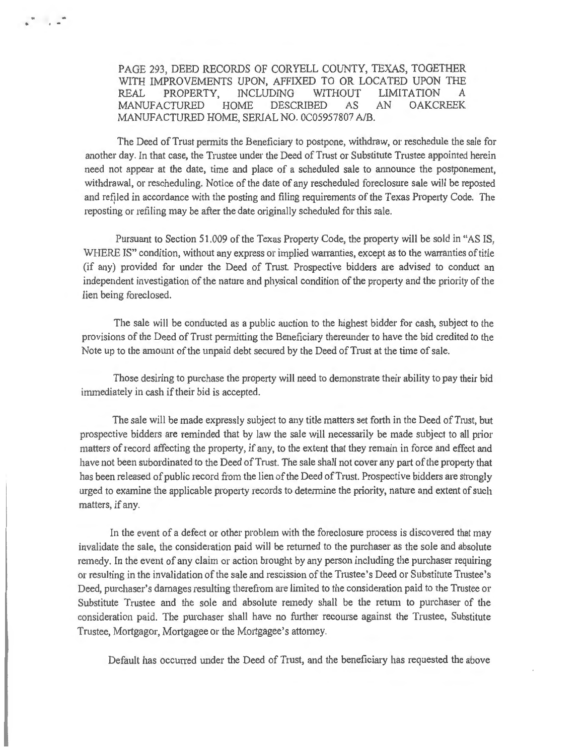PAGE 293, DEED RECORDS OF CORYELL COUNTY, TEXAS, TOGETHER WITH IMPROVEMENTS UPON, AFFIXED TO OR LOCATED UPON THE REAL PROPERTY, INCLUDING WITHOUT LIMITATION A MANUFACTURED HOME DESCRIBED AS AN OAKCREEK MANUFACTURED HOME, SERIAL NO. 0C05957807 A/B.

The Deed of Trust permits the Beneficiary to postpone, withdraw, or reschedule the sale for another day. In that case, the Trustee under the Deed of Trust or Substitute Trustee appointed herein need not appear at the date, time and place of a scheduled sale to announce the postponement, withdrawal, or rescheduling. Notice of the date of any rescheduled foreclosure sale will be reposted and refiled in accordance with the posting and filing requirements of the Texas Property Code. The reposting or refiling may be after the date originally scheduled for this sale.

Pursuant to Section 51.009 of the Texas Property Code, the property will be sold in "AS IS, WHERE IS" condition, without any express or implied warranties, except as to the warranties of title (if any) provided for under the Deed of Trust. Prospective bidders are advised to conduct an independent investigation of the nature and physical condition of the property and the priority of the lien being foreclosed.

The sale will be conducted as a public auction to the highest bidder for cash, subject to the provisions of the Deed of Trust permitting the Beneficiary thereunder to have the bid credited to the Note up to the amount of the unpaid debt secured by the Deed of Trust at the time of sale.

Those desiring to purchase the property will need to demonstrate their ability to pay their bid immediately in cash if their bid is accepted.

The sale will be made expressly subject to any title matters set forth in the Deed of Trust, but prospective bidders are reminded that by law the sale will necessarily be made subject to all prior matters of record affecting the property, if any, to the extent that they remain in force and effect and have not been subordinated to the Deed of Trust. The sale shall not cover any part of the property that has been released of public record from the lien of the Deed of Trust. Prospective bidders are strongly urged to examine the applicable property records to determine the priority, nature and extent of such matters, if any.

In the event of a defect or other problem with the foreclosure process is discovered that may invalidate the sale, the consideration paid will be returned to the purchaser as the sole and absolute remedy. In the event of any claim or action brought by any person including the purchaser requiring or resulting in the invalidation of the sale and rescission of the Trustee's Deed or Substitute Trustee's Deed, purchaser's damages resulting therefrom are limited to the consideration paid to the Trustee or Substitute Trustee and the sole and absolute remedy shall be the return to purchaser of the consideration paid. The purchaser shall have no further recourse against the Trustee, Substitute Trustee, Mortgagor, Mortgagee or the Mortgagee's attorney.

Default has occurred under the Deed of Trust, and the beneficiary has requested the above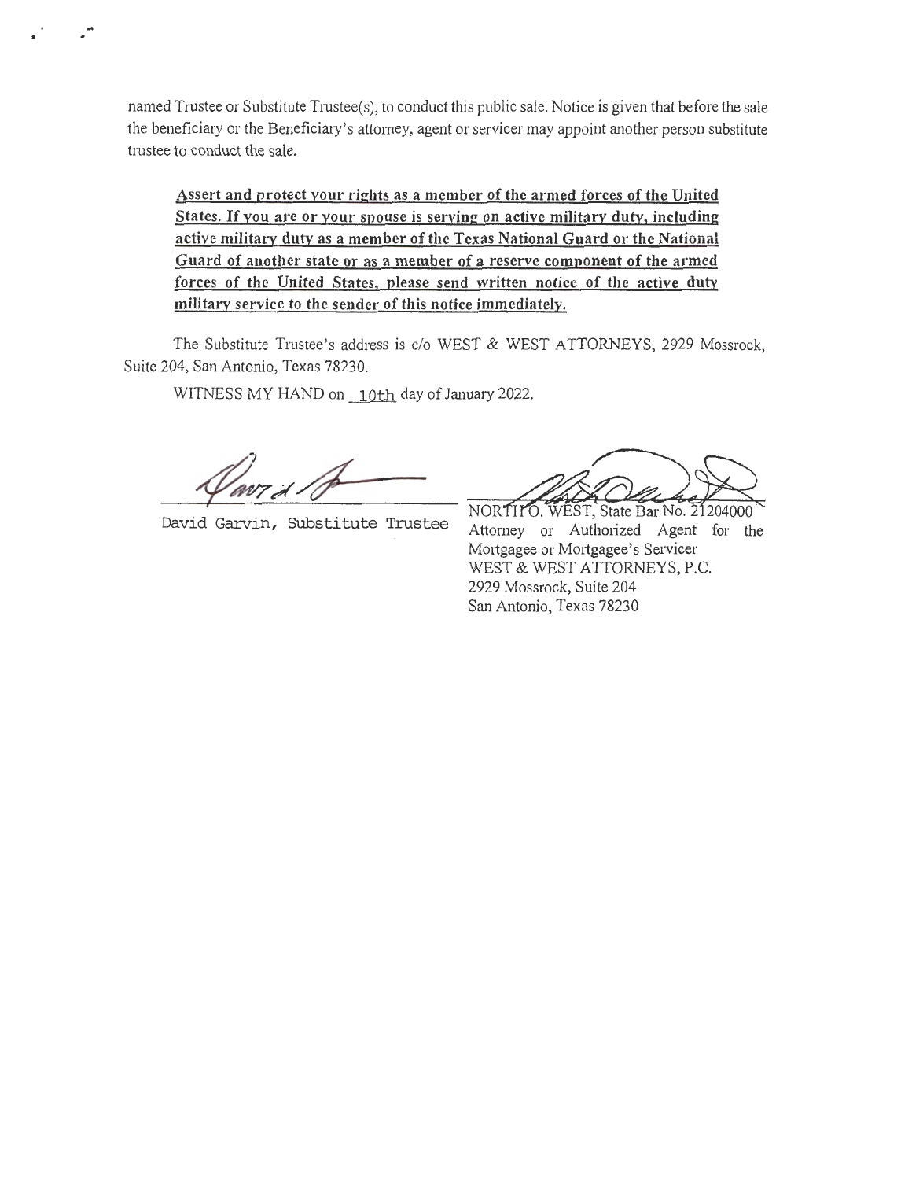named Trustee or Substitute Trustee(s), to conduct this public sale. Notice is given that before the sale the beneficiary or the Beneficiary's attorney, agent or servicer may appoint another person substitute trustee to conduct the sale.

**Assert and protect your rights as a member of the armed forces of the United States. If you are or your spouse is serving on active military duty, including active military duty as a member of the Texas National Guard or the National Guard of another state or as a member of a reserve component of the armed forces of the United States, please send written notice of the active duty military service to the sender of this notice immediately.**

The Substitute Trustee's address is c/o WEST & WEST ATTORNEYS, 2929 Mossrock, Suite 204, San Antonio, Texas 78230.

WITNESS MY HAND on 10th day of January 2022.

David Garvin, Substitute Trustee

NORTH O. WEST, State Bar No. 21204000
Attorney or Authorized Agent for the Mortgagee or Mortgagee's Servicer
WEST & WEST ATTORNEYS, P.C.
2929 Mossrock, Suite 204
San Antonio, Texas 78230